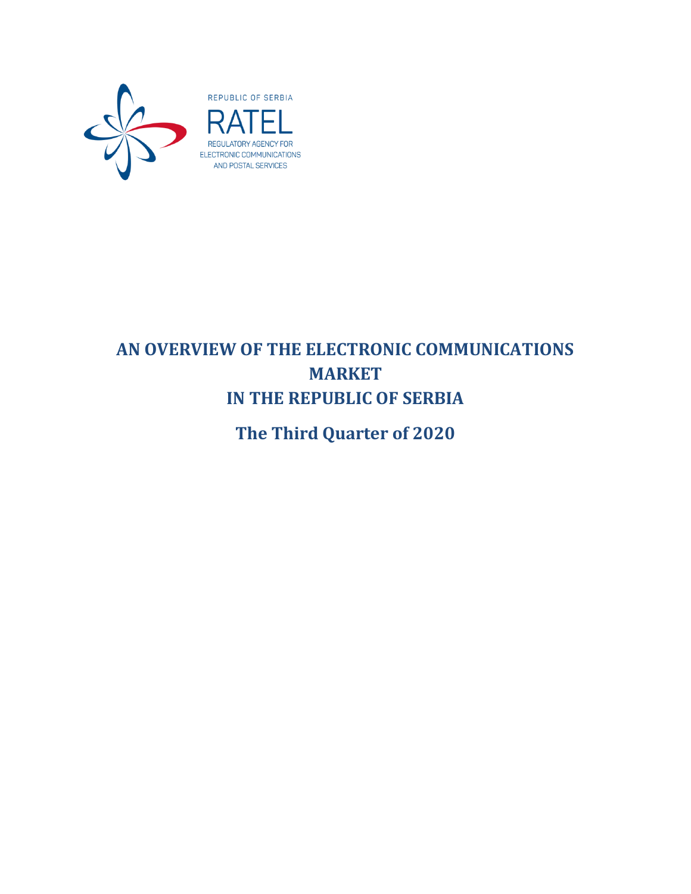REPUBLIC OF SERBIA

RATEL

REGULATORY AGENCY FOR ELECTRONIC COMMUNICATIONS AND POSTAL SERVICES

# AN OVERVIEW OF THE ELECTRONIC COMMUNICATIONS MARKET IN THE REPUBLIC OF SERBIA

## The Third Quarter of 2020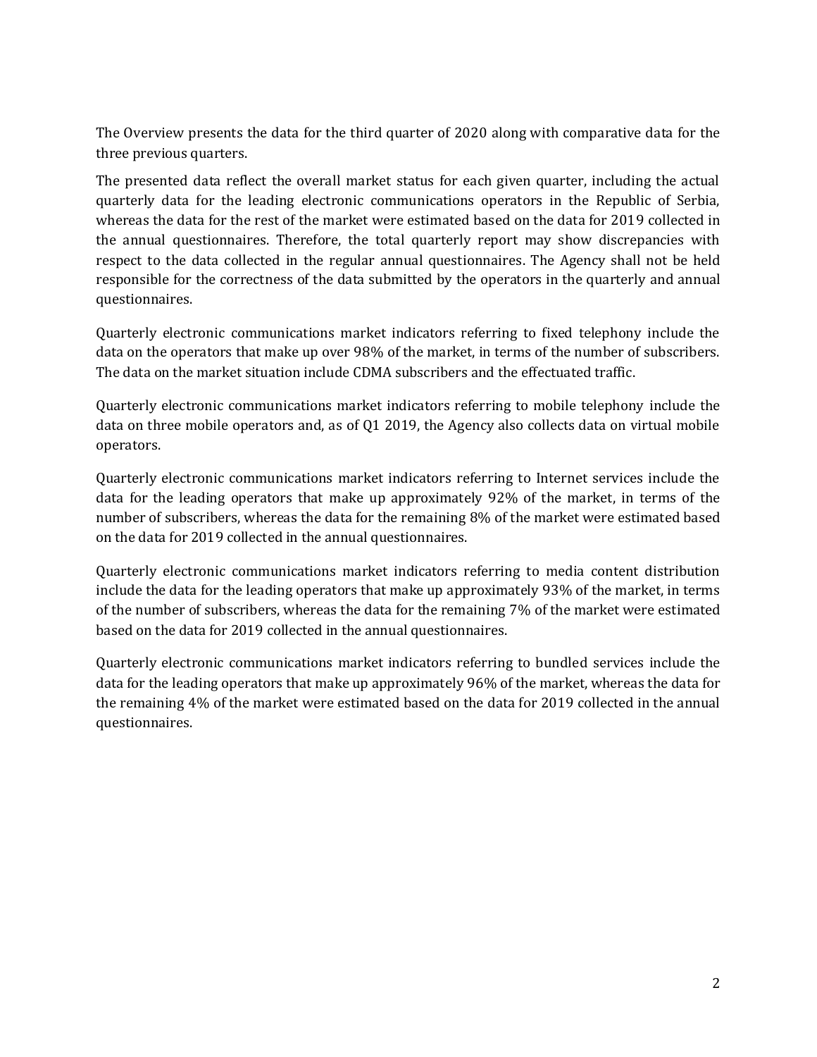The Overview presents the data for the third quarter of 2020 along with comparative data for the three previous quarters.

The presented data reflect the overall market status for each given quarter, including the actual quarterly data for the leading electronic communications operators in the Republic of Serbia, whereas the data for the rest of the market were estimated based on the data for 2019 collected in the annual questionnaires. Therefore, the total quarterly report may show discrepancies with respect to the data collected in the regular annual questionnaires. The Agency shall not be held responsible for the correctness of the data submitted by the operators in the quarterly and annual questionnaires.

Quarterly electronic communications market indicators referring to fixed telephony include the data on the operators that make up over 98% of the market, in terms of the number of subscribers. The data on the market situation include CDMA subscribers and the effectuated traffic.

Quarterly electronic communications market indicators referring to mobile telephony include the data on three mobile operators and, as of Q1 2019, the Agency also collects data on virtual mobile operators.

Quarterly electronic communications market indicators referring to Internet services include the data for the leading operators that make up approximately 92% of the market, in terms of the number of subscribers, whereas the data for the remaining 8% of the market were estimated based on the data for 2019 collected in the annual questionnaires.

Quarterly electronic communications market indicators referring to media content distribution include the data for the leading operators that make up approximately 93% of the market, in terms of the number of subscribers, whereas the data for the remaining 7% of the market were estimated based on the data for 2019 collected in the annual questionnaires.

Quarterly electronic communications market indicators referring to bundled services include the data for the leading operators that make up approximately 96% of the market, whereas the data for the remaining 4% of the market were estimated based on the data for 2019 collected in the annual questionnaires.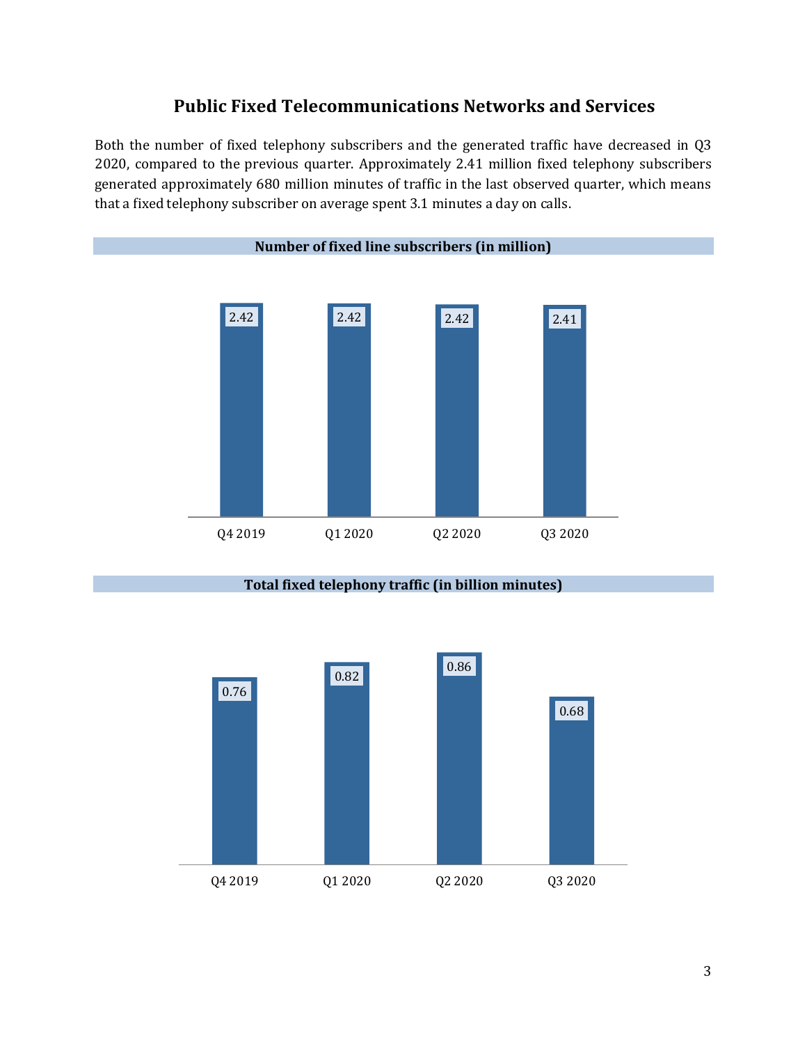## Public Fixed Telecommunications Networks and Services

Both the number of fixed telephony subscribers and the generated traffic have decreased in Q3 2020, compared to the previous quarter. Approximately 2.41 million fixed telephony subscribers generated approximately 680 million minutes of traffic in the last observed quarter, which means that a fixed telephony subscriber on average spent 3.1 minutes a day on calls.

**Number of fixed line subscribers (in million)**

| Q4 2019 | Q1 2020 | Q2 2020 | Q3 2020 |
|---|---|---|---|
| 2.42 | 2.42 | 2.42 | 2.41 |

**Total fixed telephony traffic (in billion minutes)**

| Q4 2019 | Q1 2020 | Q2 2020 | Q3 2020 |
|---|---|---|---|
| 0.76 | 0.82 | 0.86 | 0.68 |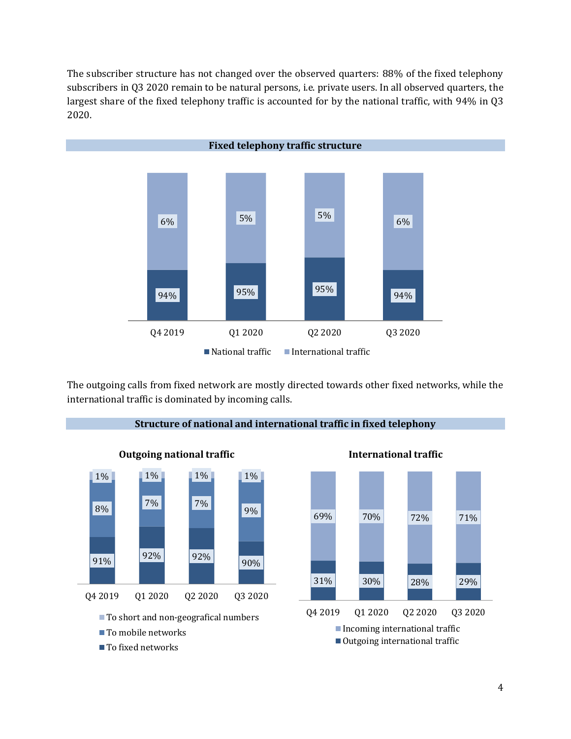The subscriber structure has not changed over the observed quarters: 88% of the fixed telephony subscribers in Q3 2020 remain to be natural persons, i.e. private users. In all observed quarters, the largest share of the fixed telephony traffic is accounted for by the national traffic, with 94% in Q3 2020.

**Fixed telephony traffic structure**

| | Q4 2019 | Q1 2020 | Q2 2020 | Q3 2020 |
|---|---|---|---|---|
| National traffic | 94% | 95% | 95% | 94% |
| International traffic | 6% | 5% | 5% | 6% |

The outgoing calls from fixed network are mostly directed towards other fixed networks, while the international traffic is dominated by incoming calls.

**Structure of national and international traffic in fixed telephony**

**Outgoing national traffic**

| | Q4 2019 | Q1 2020 | Q2 2020 | Q3 2020 |
|---|---|---|---|---|
| To short and non-geografical numbers | 1% | 1% | 1% | 1% |
| To mobile networks | 8% | 7% | 7% | 9% |
| To fixed networks | 91% | 92% | 92% | 90% |

**International traffic**

| | Q4 2019 | Q1 2020 | Q2 2020 | Q3 2020 |
|---|---|---|---|---|
| Incoming international traffic | 69% | 70% | 72% | 71% |
| Outgoing international traffic | 31% | 30% | 28% | 29% |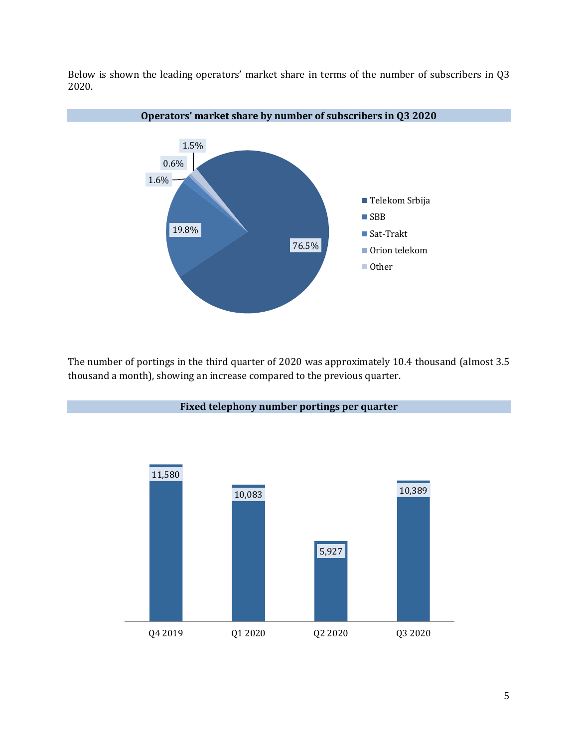Below is shown the leading operators' market share in terms of the number of subscribers in Q3 2020.

**Operators' market share by number of subscribers in Q3 2020**

| Operator | Market share |
|---|---|
| Telekom Srbija | 76.5% |
| SBB | 19.8% |
| Sat-Trakt | 1.6% |
| Orion telekom | 0.6% |
| Other | 1.5% |

The number of portings in the third quarter of 2020 was approximately 10.4 thousand (almost 3.5 thousand a month), showing an increase compared to the previous quarter.

**Fixed telephony number portings per quarter**

| Quarter | Number of portings |
|---|---|
| Q4 2019 | 11,580 |
| Q1 2020 | 10,083 |
| Q2 2020 | 5,927 |
| Q3 2020 | 10,389 |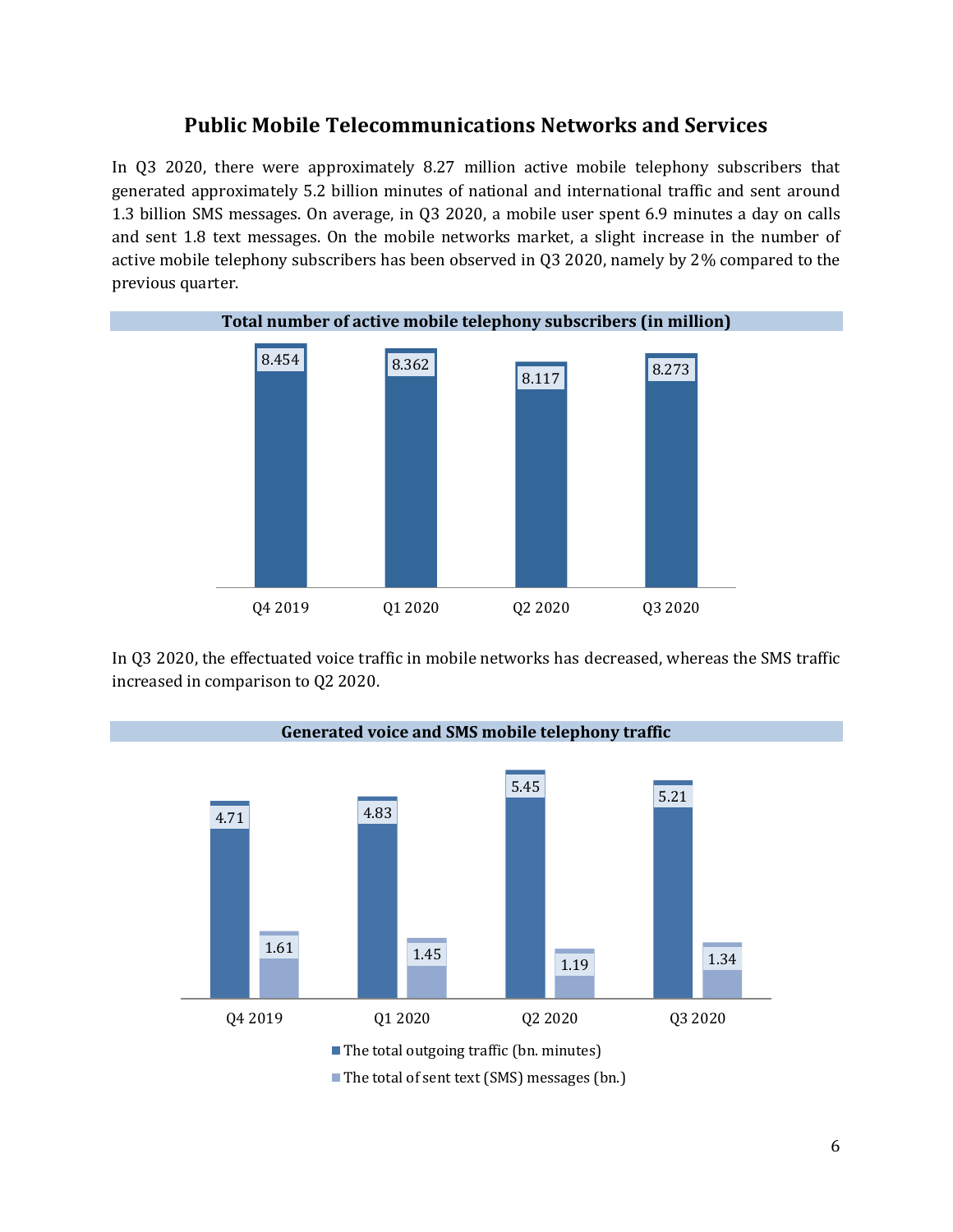# Public Mobile Telecommunications Networks and Services

In Q3 2020, there were approximately 8.27 million active mobile telephony subscribers that generated approximately 5.2 billion minutes of national and international traffic and sent around 1.3 billion SMS messages. On average, in Q3 2020, a mobile user spent 6.9 minutes a day on calls and sent 1.8 text messages. On the mobile networks market, a slight increase in the number of active mobile telephony subscribers has been observed in Q3 2020, namely by 2% compared to the previous quarter.

**Total number of active mobile telephony subscribers (in million)**

| Q4 2019 | Q1 2020 | Q2 2020 | Q3 2020 |
| --- | --- | --- | --- |
| 8.454 | 8.362 | 8.117 | 8.273 |

In Q3 2020, the effectuated voice traffic in mobile networks has decreased, whereas the SMS traffic increased in comparison to Q2 2020.

**Generated voice and SMS mobile telephony traffic**

| | Q4 2019 | Q1 2020 | Q2 2020 | Q3 2020 |
| --- | --- | --- | --- | --- |
| The total outgoing traffic (bn. minutes) | 4.71 | 4.83 | 5.45 | 5.21 |
| The total of sent text (SMS) messages (bn.) | 1.61 | 1.45 | 1.19 | 1.34 |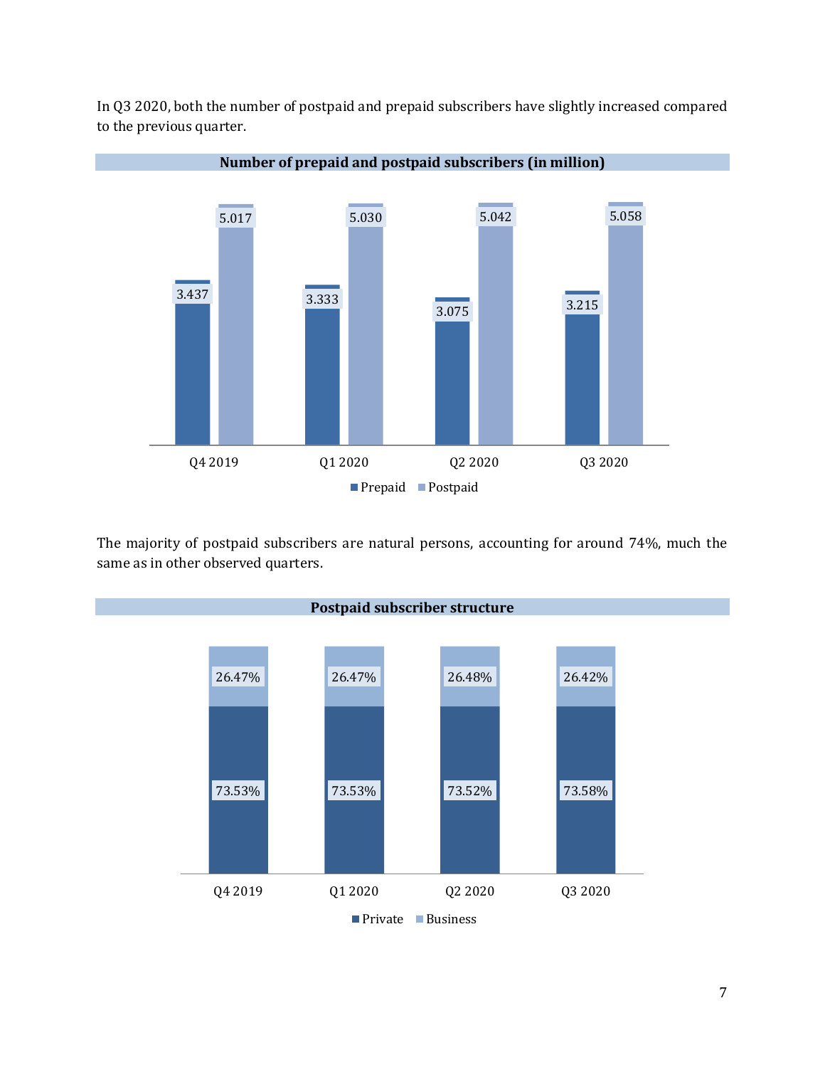In Q3 2020, both the number of postpaid and prepaid subscribers have slightly increased compared to the previous quarter.

**Number of prepaid and postpaid subscribers (in million)**

| | Q4 2019 | Q1 2020 | Q2 2020 | Q3 2020 |
|---|---|---|---|---|
| Prepaid | 3.437 | 3.333 | 3.075 | 3.215 |
| Postpaid | 5.017 | 5.030 | 5.042 | 5.058 |

The majority of postpaid subscribers are natural persons, accounting for around 74%, much the same as in other observed quarters.

**Postpaid subscriber structure**

| | Q4 2019 | Q1 2020 | Q2 2020 | Q3 2020 |
|---|---|---|---|---|
| Private | 73.53% | 73.53% | 73.52% | 73.58% |
| Business | 26.47% | 26.47% | 26.48% | 26.42% |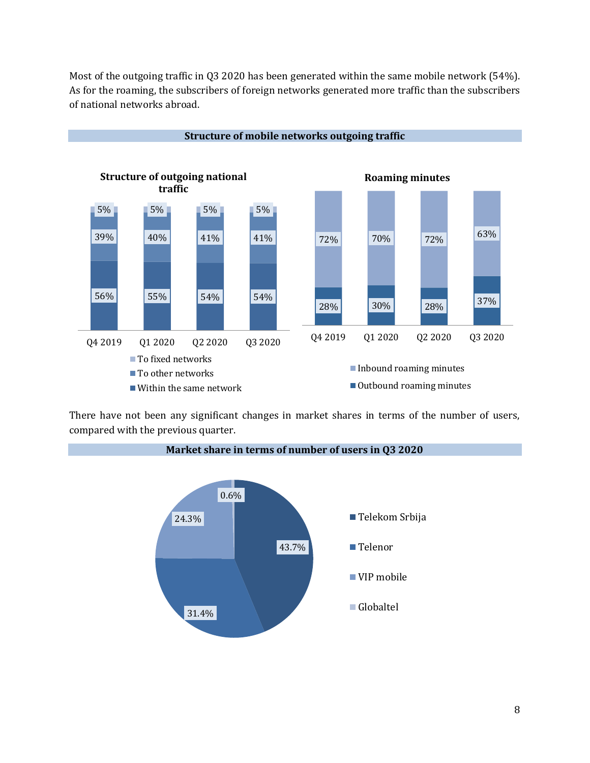Most of the outgoing traffic in Q3 2020 has been generated within the same mobile network (54%). As for the roaming, the subscribers of foreign networks generated more traffic than the subscribers of national networks abroad.

**Structure of mobile networks outgoing traffic**

**Structure of outgoing national traffic**

| | Q4 2019 | Q1 2020 | Q2 2020 | Q3 2020 |
|---|---|---|---|---|
| To fixed networks | 5% | 5% | 5% | 5% |
| To other networks | 39% | 40% | 41% | 41% |
| Within the same network | 56% | 55% | 54% | 54% |

**Roaming minutes**

| | Q4 2019 | Q1 2020 | Q2 2020 | Q3 2020 |
|---|---|---|---|---|
| Inbound roaming minutes | 72% | 70% | 72% | 63% |
| Outbound roaming minutes | 28% | 30% | 28% | 37% |

There have not been any significant changes in market shares in terms of the number of users, compared with the previous quarter.

**Market share in terms of number of users in Q3 2020**

| Operator | Market share |
|---|---|
| Telekom Srbija | 43.7% |
| Telenor | 31.4% |
| VIP mobile | 24.3% |
| Globaltel | 0.6% |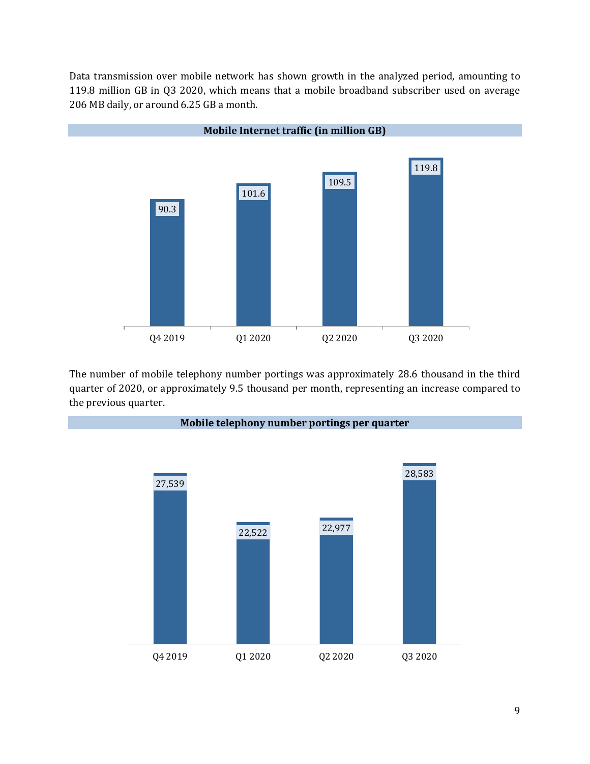Data transmission over mobile network has shown growth in the analyzed period, amounting to 119.8 million GB in Q3 2020, which means that a mobile broadband subscriber used on average 206 MB daily, or around 6.25 GB a month.

**Mobile Internet traffic (in million GB)**

| Q4 2019 | Q1 2020 | Q2 2020 | Q3 2020 |
|---|---|---|---|
| 90.3 | 101.6 | 109.5 | 119.8 |

The number of mobile telephony number portings was approximately 28.6 thousand in the third quarter of 2020, or approximately 9.5 thousand per month, representing an increase compared to the previous quarter.

**Mobile telephony number portings per quarter**

| Q4 2019 | Q1 2020 | Q2 2020 | Q3 2020 |
|---|---|---|---|
| 27,539 | 22,522 | 22,977 | 28,583 |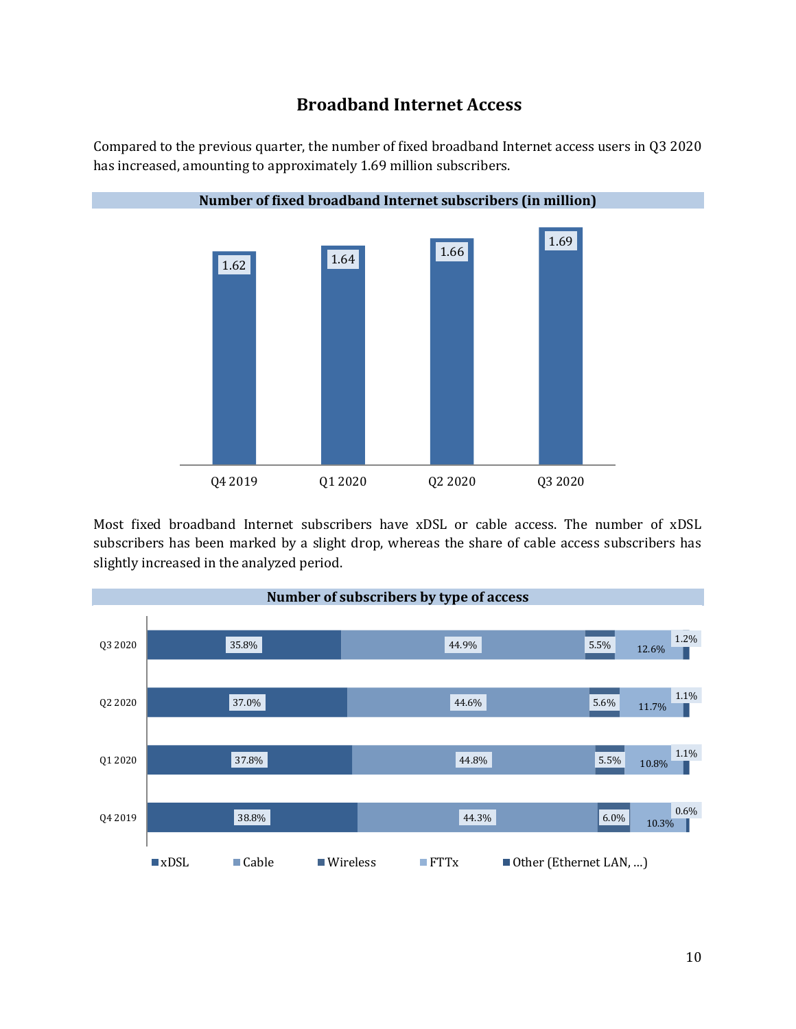# Broadband Internet Access

Compared to the previous quarter, the number of fixed broadband Internet access users in Q3 2020 has increased, amounting to approximately 1.69 million subscribers.

**Number of fixed broadband Internet subscribers (in million)**

| Quarter | Subscribers (million) |
|---|---|
| Q4 2019 | 1.62 |
| Q1 2020 | 1.64 |
| Q2 2020 | 1.66 |
| Q3 2020 | 1.69 |

Most fixed broadband Internet subscribers have xDSL or cable access. The number of xDSL subscribers has been marked by a slight drop, whereas the share of cable access subscribers has slightly increased in the analyzed period.

**Number of subscribers by type of access**

| Quarter | xDSL | Cable | Wireless | FTTx | Other (Ethernet LAN, ...) |
|---|---|---|---|---|---|
| Q3 2020 | 35.8% | 44.9% | 5.5% | 12.6% | 1.2% |
| Q2 2020 | 37.0% | 44.6% | 5.6% | 11.7% | 1.1% |
| Q1 2020 | 37.8% | 44.8% | 5.5% | 10.8% | 1.1% |
| Q4 2019 | 38.8% | 44.3% | 6.0% | 10.3% | 0.6% |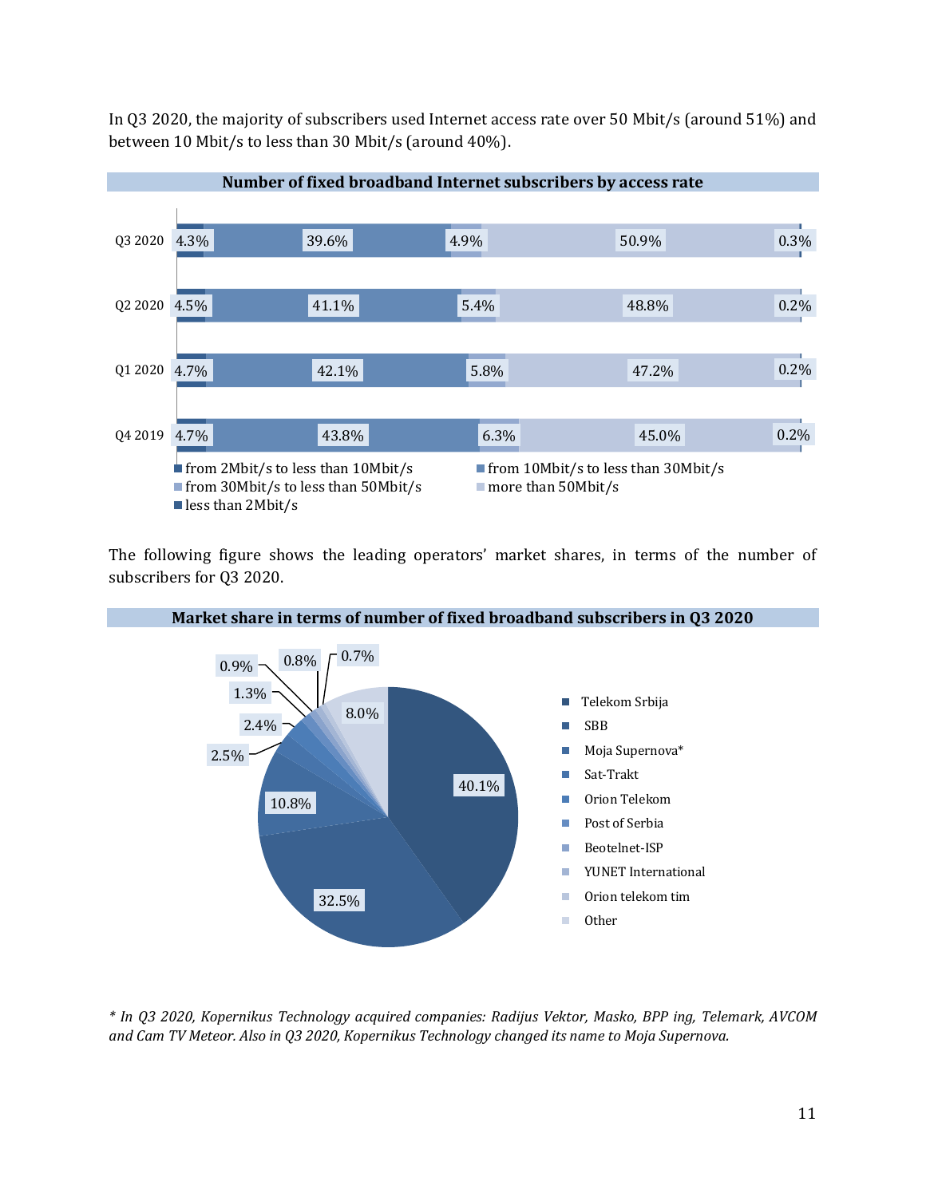In Q3 2020, the majority of subscribers used Internet access rate over 50 Mbit/s (around 51%) and between 10 Mbit/s to less than 30 Mbit/s (around 40%).

**Number of fixed broadband Internet subscribers by access rate**

| | from 2Mbit/s to less than 10Mbit/s | from 10Mbit/s to less than 30Mbit/s | from 30Mbit/s to less than 50Mbit/s | more than 50Mbit/s | less than 2Mbit/s |
|---|---|---|---|---|---|
| Q3 2020 | 4.3% | 39.6% | 4.9% | 50.9% | 0.3% |
| Q2 2020 | 4.5% | 41.1% | 5.4% | 48.8% | 0.2% |
| Q1 2020 | 4.7% | 42.1% | 5.8% | 47.2% | 0.2% |
| Q4 2019 | 4.7% | 43.8% | 6.3% | 45.0% | 0.2% |

The following figure shows the leading operators' market shares, in terms of the number of subscribers for Q3 2020.

**Market share in terms of number of fixed broadband subscribers in Q3 2020**

| Operator | Market share |
|---|---|
| Telekom Srbija | 40.1% |
| SBB | 32.5% |
| Moja Supernova* | 10.8% |
| Sat-Trakt | 2.5% |
| Orion Telekom | 2.4% |
| Post of Serbia | 1.3% |
| Beotelnet-ISP | 0.9% |
| YUNET International | 0.8% |
| Orion telekom tim | 0.7% |
| Other | 8.0% |

*\* In Q3 2020, Kopernikus Technology acquired companies: Radijus Vektor, Masko, BPP ing, Telemark, AVCOM and Cam TV Meteor. Also in Q3 2020, Kopernikus Technology changed its name to Moja Supernova.*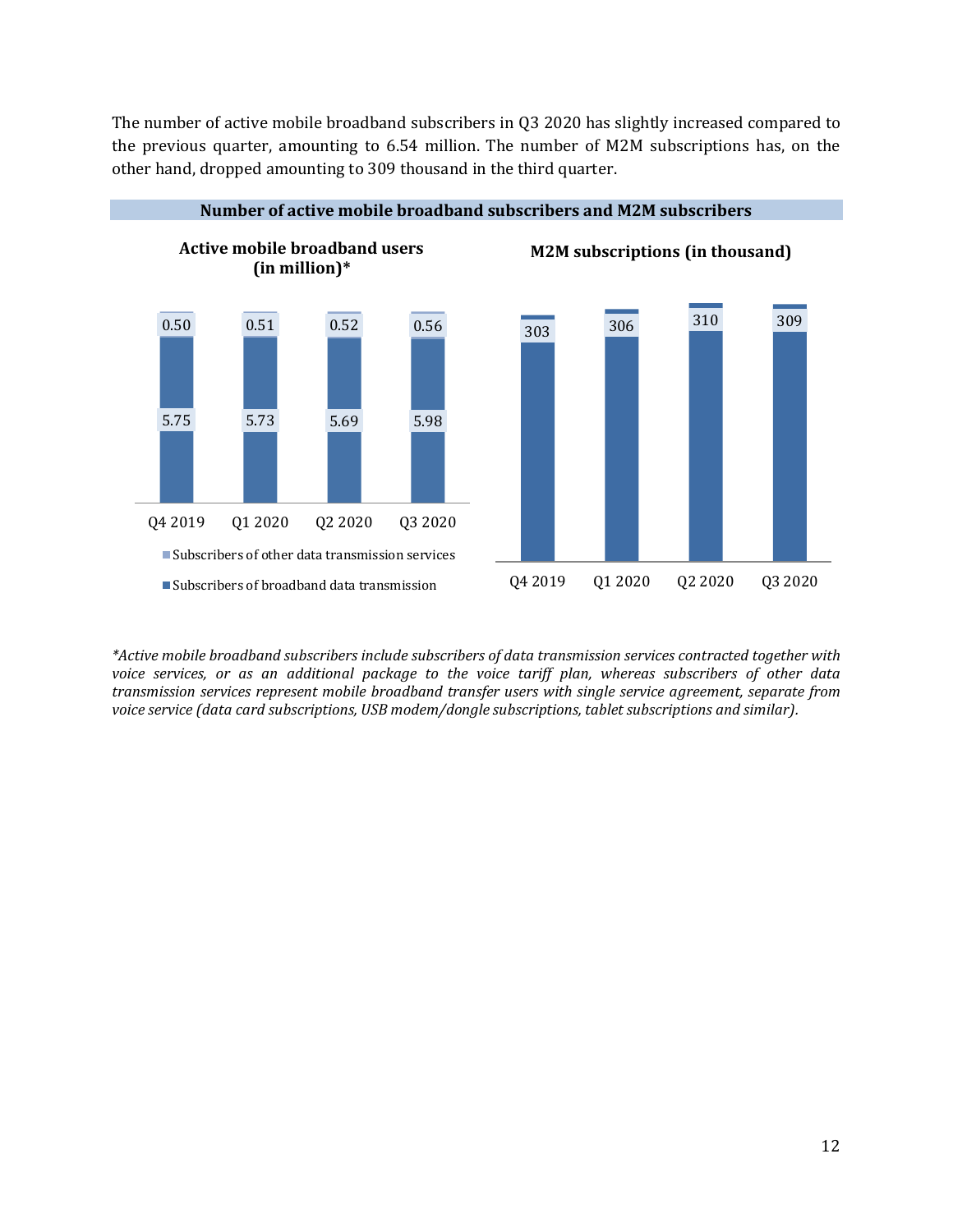The number of active mobile broadband subscribers in Q3 2020 has slightly increased compared to the previous quarter, amounting to 6.54 million. The number of M2M subscriptions has, on the other hand, dropped amounting to 309 thousand in the third quarter.

**Number of active mobile broadband subscribers and M2M subscribers**

**Active mobile broadband users (in million)***

| | Q4 2019 | Q1 2020 | Q2 2020 | Q3 2020 |
|---|---|---|---|---|
| Subscribers of other data transmission services | 0.50 | 0.51 | 0.52 | 0.56 |
| Subscribers of broadband data transmission | 5.75 | 5.73 | 5.69 | 5.98 |

**M2M subscriptions (in thousand)**

| Q4 2019 | Q1 2020 | Q2 2020 | Q3 2020 |
|---|---|---|---|
| 303 | 306 | 310 | 309 |

**Active mobile broadband subscribers include subscribers of data transmission services contracted together with voice services, or as an additional package to the voice tariff plan, whereas subscribers of other data transmission services represent mobile broadband transfer users with single service agreement, separate from voice service (data card subscriptions, USB modem/dongle subscriptions, tablet subscriptions and similar).*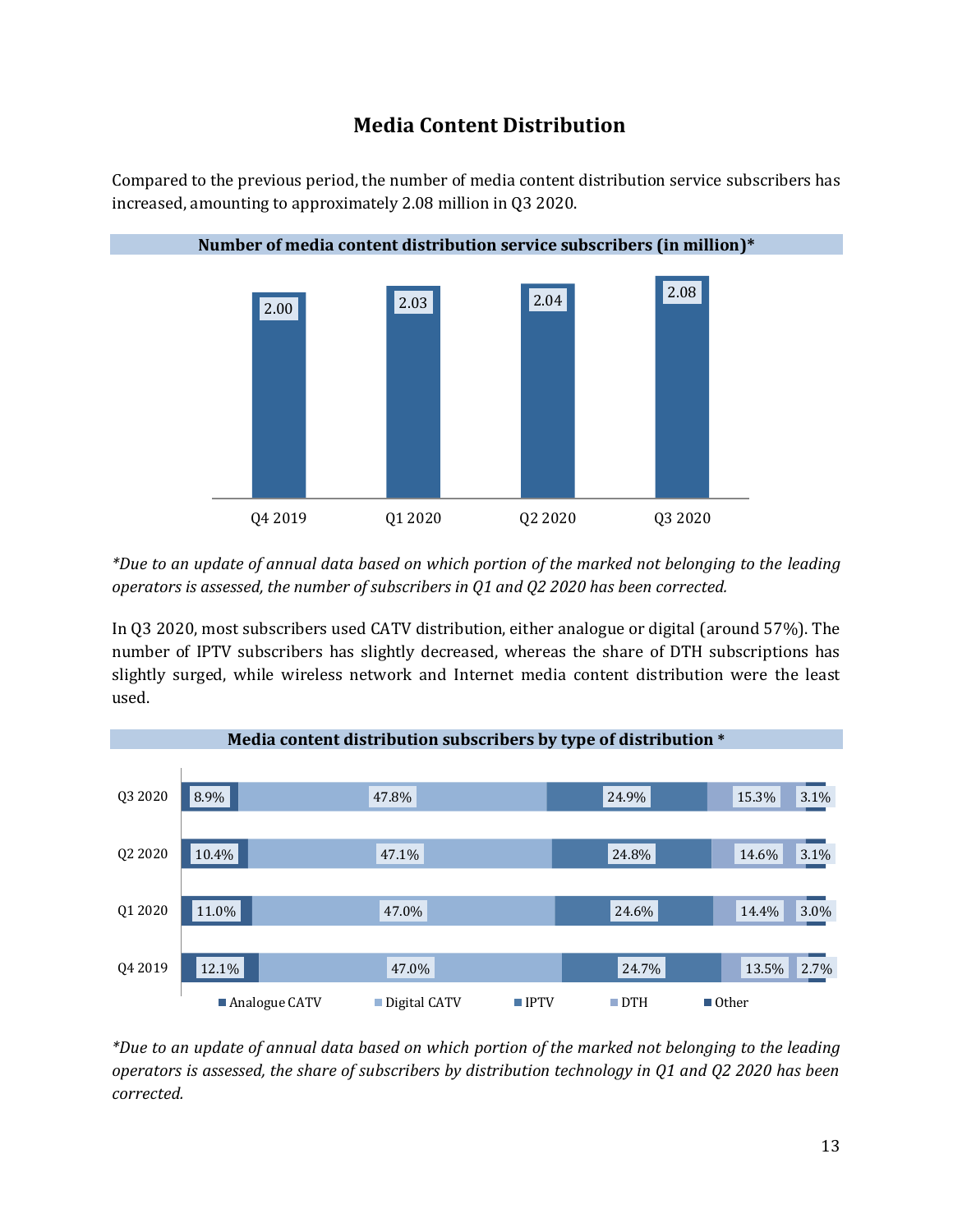# Media Content Distribution

Compared to the previous period, the number of media content distribution service subscribers has increased, amounting to approximately 2.08 million in Q3 2020.

**Number of media content distribution service subscribers (in million)***

| Q4 2019 | Q1 2020 | Q2 2020 | Q3 2020 |
|---|---|---|---|
| 2.00 | 2.03 | 2.04 | 2.08 |

*\*Due to an update of annual data based on which portion of the marked not belonging to the leading operators is assessed, the number of subscribers in Q1 and Q2 2020 has been corrected.*

In Q3 2020, most subscribers used CATV distribution, either analogue or digital (around 57%). The number of IPTV subscribers has slightly decreased, whereas the share of DTH subscriptions has slightly surged, while wireless network and Internet media content distribution were the least used.

**Media content distribution subscribers by type of distribution ***

| | Analogue CATV | Digital CATV | IPTV | DTH | Other |
|---|---|---|---|---|---|
| Q3 2020 | 8.9% | 47.8% | 24.9% | 15.3% | 3.1% |
| Q2 2020 | 10.4% | 47.1% | 24.8% | 14.6% | 3.1% |
| Q1 2020 | 11.0% | 47.0% | 24.6% | 14.4% | 3.0% |
| Q4 2019 | 12.1% | 47.0% | 24.7% | 13.5% | 2.7% |

*\*Due to an update of annual data based on which portion of the marked not belonging to the leading operators is assessed, the share of subscribers by distribution technology in Q1 and Q2 2020 has been corrected.*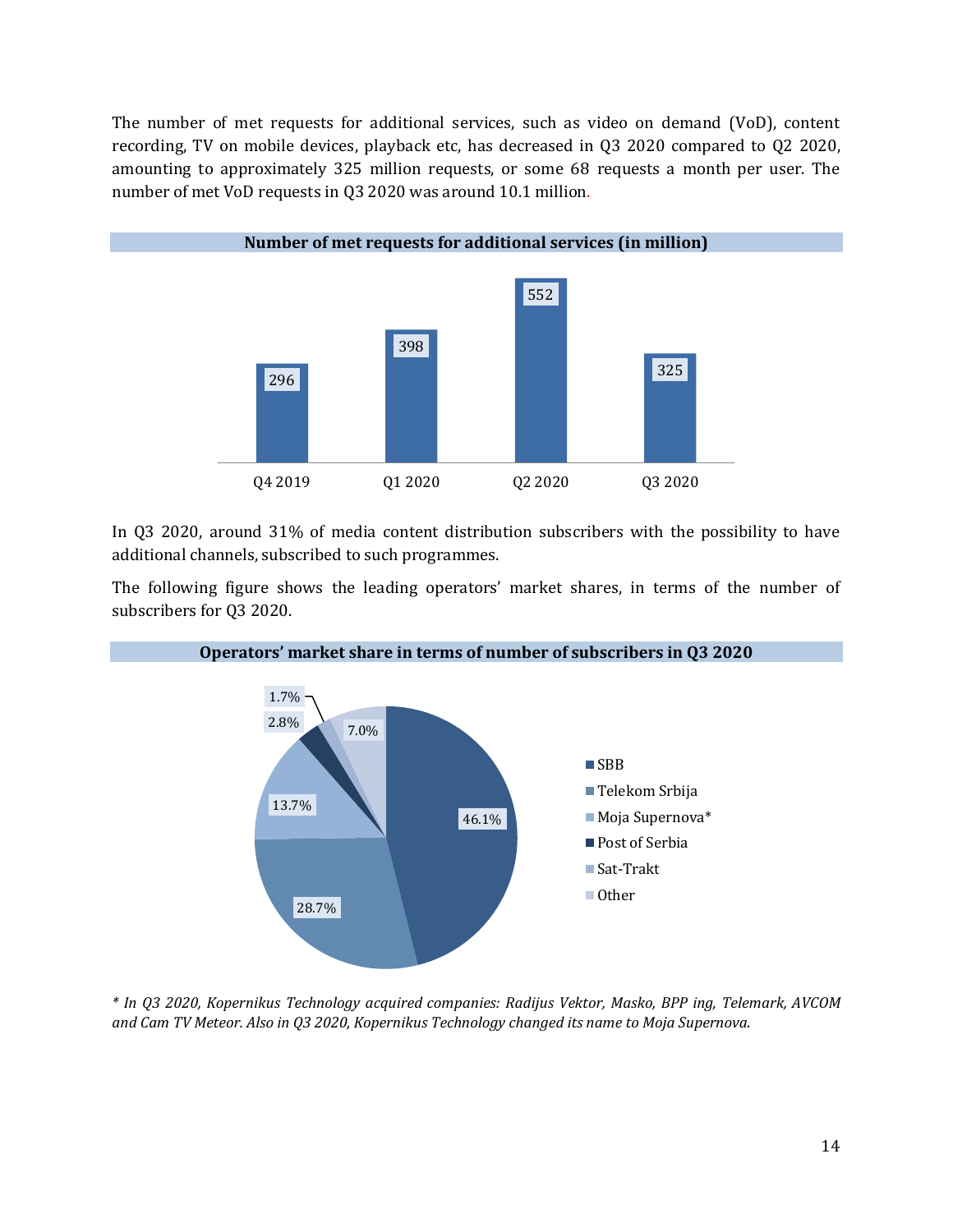The number of met requests for additional services, such as video on demand (VoD), content recording, TV on mobile devices, playback etc, has decreased in Q3 2020 compared to Q2 2020, amounting to approximately 325 million requests, or some 68 requests a month per user. The number of met VoD requests in Q3 2020 was around 10.1 million.

**Number of met requests for additional services (in million)**

| Q4 2019 | Q1 2020 | Q2 2020 | Q3 2020 |
|---|---|---|---|
| 296 | 398 | 552 | 325 |

In Q3 2020, around 31% of media content distribution subscribers with the possibility to have additional channels, subscribed to such programmes.

The following figure shows the leading operators' market shares, in terms of the number of subscribers for Q3 2020.

**Operators' market share in terms of number of subscribers in Q3 2020**

| Operator | Share |
|---|---|
| SBB | 46.1% |
| Telekom Srbija | 28.7% |
| Moja Supernova* | 13.7% |
| Post of Serbia | 2.8% |
| Sat-Trakt | 1.7% |
| Other | 7.0% |

*\* In Q3 2020, Kopernikus Technology acquired companies: Radijus Vektor, Masko, BPP ing, Telemark, AVCOM and Cam TV Meteor. Also in Q3 2020, Kopernikus Technology changed its name to Moja Supernova.*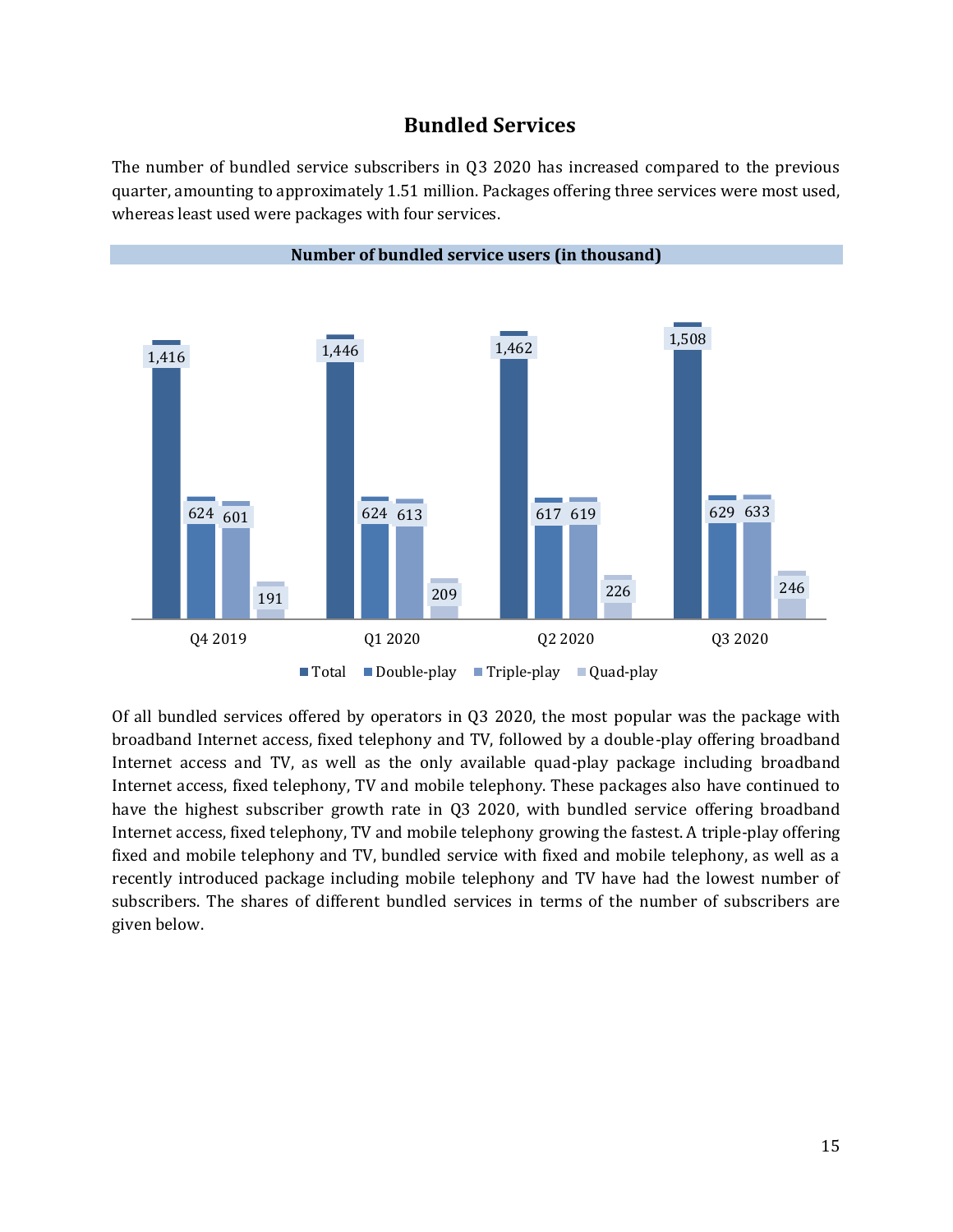# Bundled Services

The number of bundled service subscribers in Q3 2020 has increased compared to the previous quarter, amounting to approximately 1.51 million. Packages offering three services were most used, whereas least used were packages with four services.

**Number of bundled service users (in thousand)**

| | Total | Double-play | Triple-play | Quad-play |
|---|---|---|---|---|
| Q4 2019 | 1,416 | 624 | 601 | 191 |
| Q1 2020 | 1,446 | 624 | 613 | 209 |
| Q2 2020 | 1,462 | 617 | 619 | 226 |
| Q3 2020 | 1,508 | 629 | 633 | 246 |

Of all bundled services offered by operators in Q3 2020, the most popular was the package with broadband Internet access, fixed telephony and TV, followed by a double-play offering broadband Internet access and TV, as well as the only available quad-play package including broadband Internet access, fixed telephony, TV and mobile telephony. These packages also have continued to have the highest subscriber growth rate in Q3 2020, with bundled service offering broadband Internet access, fixed telephony, TV and mobile telephony growing the fastest. A triple-play offering fixed and mobile telephony and TV, bundled service with fixed and mobile telephony, as well as a recently introduced package including mobile telephony and TV have had the lowest number of subscribers. The shares of different bundled services in terms of the number of subscribers are given below.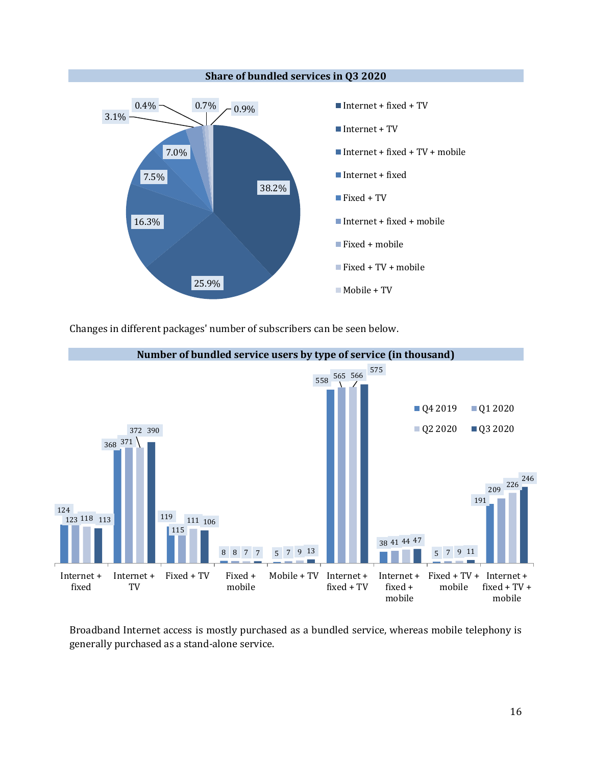**Share of bundled services in Q3 2020**

| Bundle | Share |
|---|---|
| Internet + fixed + TV | 38.2% |
| Internet + TV | 25.9% |
| Internet + fixed + TV + mobile | 16.3% |
| Internet + fixed | 7.5% |
| Fixed + TV | 7.0% |
| Internet + fixed + mobile | 3.1% |
| Fixed + mobile | 0.4% |
| Fixed + TV + mobile | 0.7% |
| Mobile + TV | 0.9% |

Changes in different packages' number of subscribers can be seen below.

**Number of bundled service users by type of service (in thousand)**

| Type of service | Q4 2019 | Q1 2020 | Q2 2020 | Q3 2020 |
|---|---|---|---|---|
| Internet + fixed | 124 | 123 | 118 | 113 |
| Internet + TV | 368 | 371 | 372 | 390 |
| Fixed + TV | 119 | 115 | 111 | 106 |
| Fixed + mobile | 8 | 8 | 7 | 7 |
| Mobile + TV | 5 | 7 | 9 | 13 |
| Internet + fixed + TV | 558 | 565 | 566 | 575 |
| Internet + fixed + mobile | 38 | 41 | 44 | 47 |
| Fixed + TV + mobile | 5 | 7 | 9 | 11 |
| Internet + fixed + TV + mobile | 191 | 209 | 226 | 246 |

Broadband Internet access is mostly purchased as a bundled service, whereas mobile telephony is generally purchased as a stand-alone service.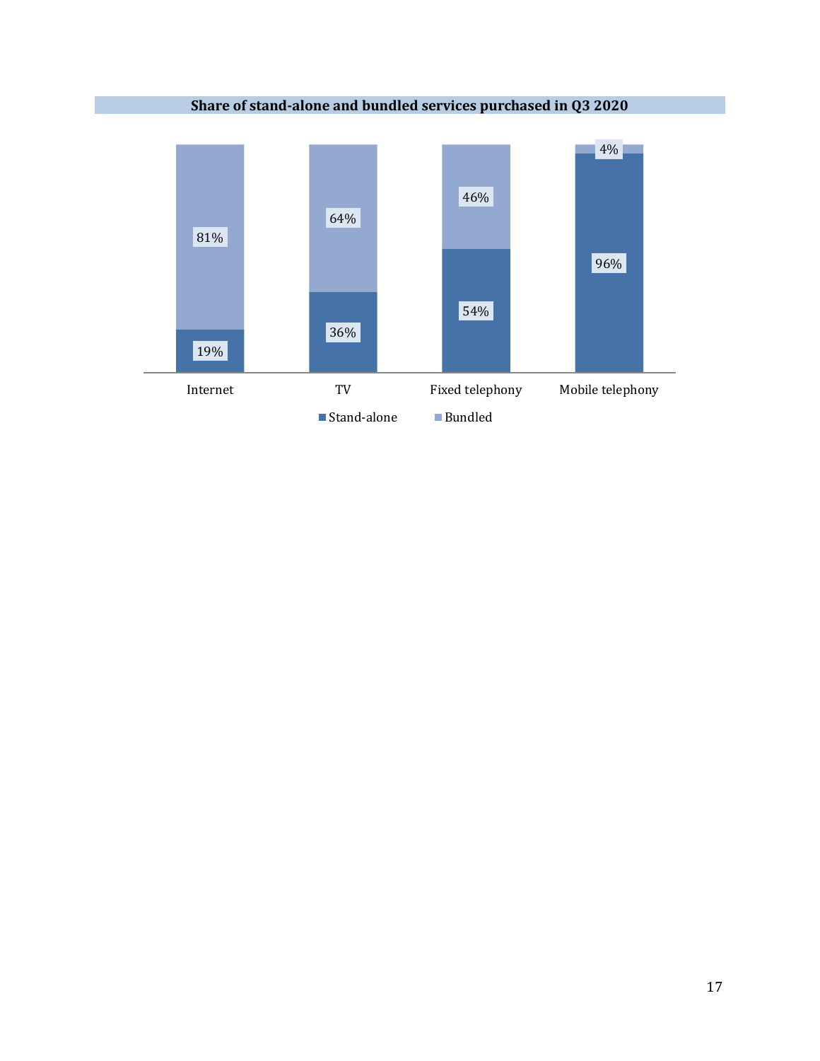**Share of stand-alone and bundled services purchased in Q3 2020**

81%
19%
64%
36%
46%
54%
4%
96%

Internet
TV
Fixed telephony
Mobile telephony

Stand-alone
Bundled